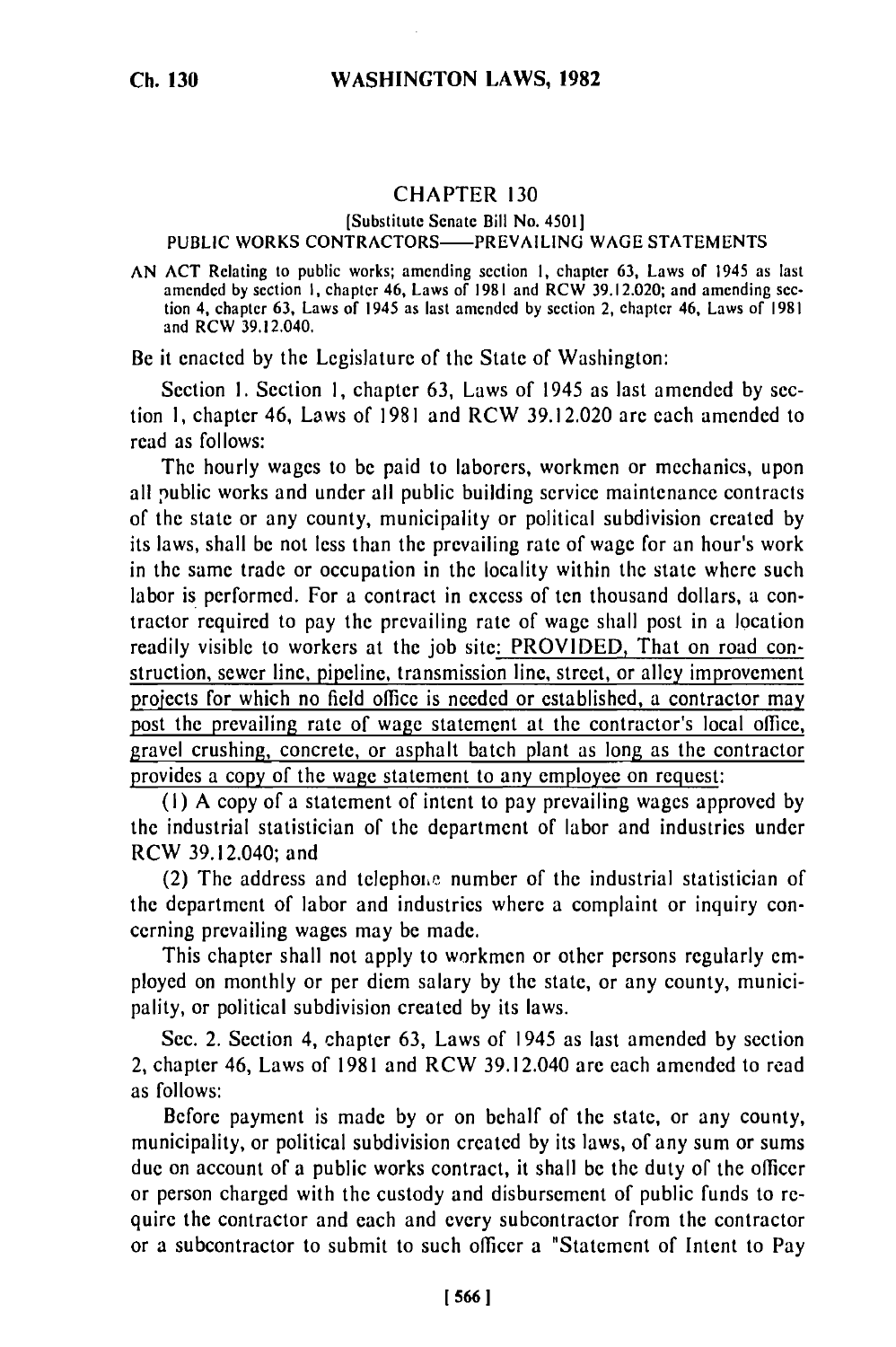# CHAPTER 130

[Substitute Senate Bill No. 4501]

PUBLIC WORKS CONTRACTORS—PREVAILING WAGE STATEMENTS

AN ACT Relating to public works; amending section 1, chapter 63, Laws of 1945 as last amended by section 1, chapter 46, Laws of 1981 and RCW 39.12.020; and amending section 4, chapter 63, Laws of 1945 as last amended by section 2, chapter 46, Laws of 1981 and RCW 39.12.040.

Be it enacted by the Legislature of the State of Washington:

Section 1. Section 1, chapter 63, Laws of 1945 as last amended by section 1, chapter 46, Laws of 1981 and RCW 39.12.020 are each amended to read as follows:

The hourly wages to be paid to laborers, workmen or mechanics, upon all public works and under all public building service maintenance contracts of the state or any county, municipality or political subdivision created by its laws, shall be not less than the prevailing rate of wage for an hour's work in the same trade or occupation in the locality within the state where such labor is performed. For a contract in excess of ten thousand dollars, a contractor required to pay the prevailing rate of wage shall post in a location readily visible to workers at the job site: PROVIDED, That on road construction, sewer line, pipeline, transmission line, street, or alley improvement projects for which no field office is needed or established, a contractor may post the prevailing rate of wage statement at the contractor's local office, gravel crushing, concrete, or asphalt batch plant as long as the contractor provides a copy of the wage statement to any employee on request:

(1) A copy of a statement of intent to pay prevailing wages approved by the industrial statistician of the department of labor and industries under RCW 39.12.040; and

(2) The address and telephone number of the industrial statistician of the department of labor and industries where a complaint or inquiry concerning prevailing wages may be made.

This chapter shall not apply to workmen or other persons regularly employed on monthly or per diem salary by the state, or any county, municipality, or political subdivision created by its laws.

Sec. 2. Section 4, chapter 63, Laws of 1945 as last amended by section 2, chapter 46, Laws of 1981 and RCW 39.12.040 are each amended to read as follows:

Before payment is made by or on behalf of the state, or any county, municipality, or political subdivision created by its laws, of any sum or sums due on account of a public works contract, it shall be the duty of the officer or person charged with the custody and disbursement of public funds to require the contractor and each and every subcontractor from the contractor or a subcontractor to submit to such officer a "Statement of Intent to Pay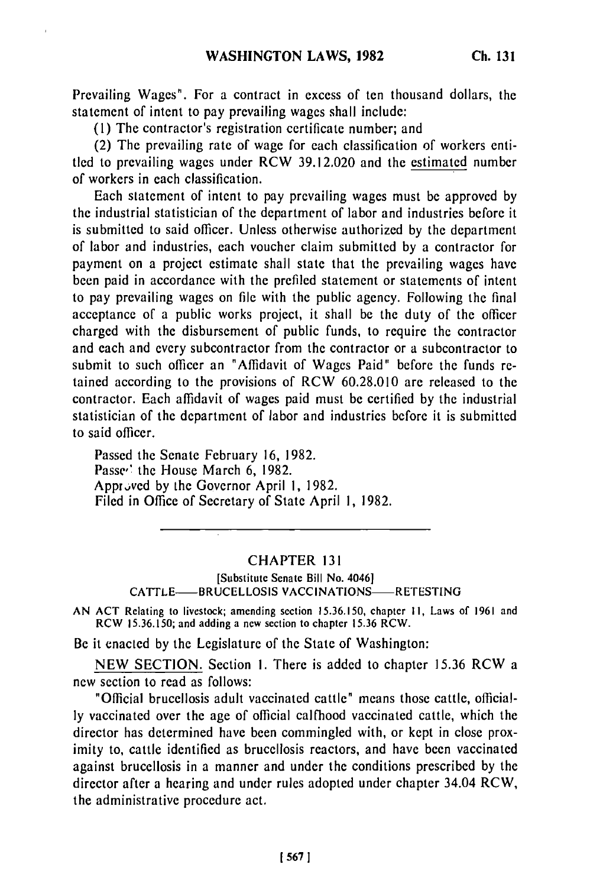Prevailing Wages". For a contract in excess of ten thousand dollars, the statement of intent to pay prevailing wages shall include:

(1) The contractor's registration certificate number; and

(2) The prevailing rate of wage for each classification of workers entitled to prevailing wages under RCW 39.12.020 and the estimated number of workers in each classification.

Each statement of intent to pay prevailing wages must be approved by the industrial statistician of the department of labor and industries before it is submitted to said officer. Unless otherwise authorized by the department of labor and industries, each voucher claim submitted by a contractor for payment on a project estimate shall state that the prevailing wages have been paid in accordance with the prefiled statement or statements of intent to pay prevailing wages on file with the public agency. Following the final acceptance of a public works project, it shall be the duty of the officer charged with the disbursement of public funds, to require the contractor and each and every subcontractor from the contractor or a subcontractor to submit to such officer an "Affidavit of Wages Paid" before the funds retained according to the provisions of RCW 60.28.010 are released to the contractor. Each affidavit of wages paid must be certified by the industrial statistician of the department of labor and industries before it is submitted to said officer.

Passed the Senate February 16, 1982.
Passed the House March 6, 1982.
Approved by the Governor April 1, 1982.
Filed in Office of Secretary of State April 1, 1982.

---

## CHAPTER 131

[Substitute Senate Bill No. 4046]

CATTLE—BRUCELLOSIS VACCINATIONS—RETESTING

AN ACT Relating to livestock; amending section 15.36.150, chapter 11, Laws of 1961 and RCW 15.36.150; and adding a new section to chapter 15.36 RCW.

Be it enacted by the Legislature of the State of Washington:

NEW SECTION. Section 1. There is added to chapter 15.36 RCW a new section to read as follows:

"Official brucellosis adult vaccinated cattle" means those cattle, officially vaccinated over the age of official calfhood vaccinated cattle, which the director has determined have been commingled with, or kept in close proximity to, cattle identified as brucellosis reactors, and have been vaccinated against brucellosis in a manner and under the conditions prescribed by the director after a hearing and under rules adopted under chapter 34.04 RCW, the administrative procedure act.